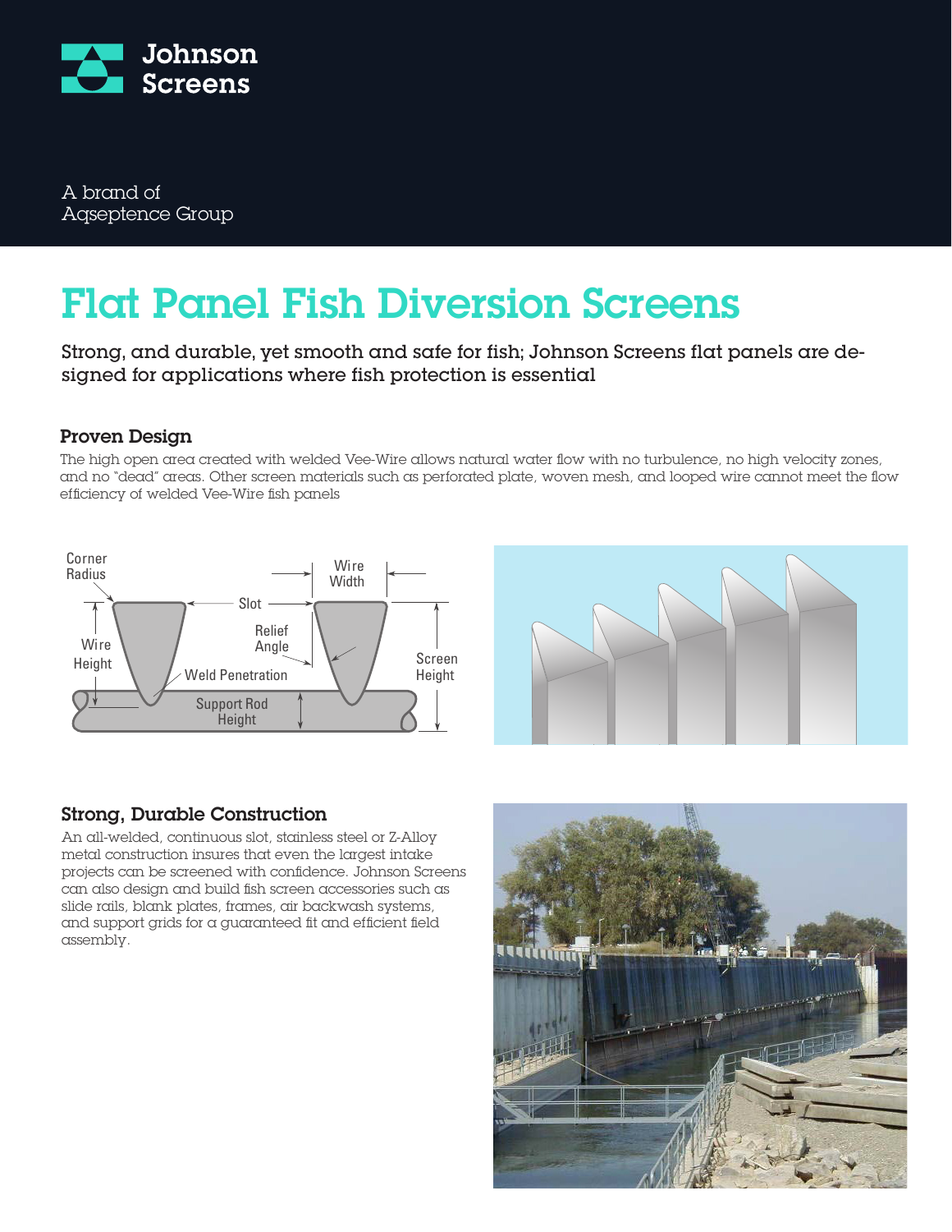Johnson Screens

A brand of
Aqseptence Group

# Flat Panel Fish Diversion Screens

Strong, and durable, yet smooth and safe for fish; Johnson Screens flat panels are designed for applications where fish protection is essential

## Proven Design

The high open area created with welded Vee-Wire allows natural water flow with no turbulence, no high velocity zones, and no "dead" areas. Other screen materials such as perforated plate, woven mesh, and looped wire cannot meet the flow efficiency of welded Vee-Wire fish panels

Corner Radius, Wire Width, Slot, Relief Angle, Wire Height, Screen Height, Weld Penetration, Support Rod Height

## Strong, Durable Construction

An all-welded, continuous slot, stainless steel or Z-Alloy metal construction insures that even the largest intake projects can be screened with confidence. Johnson Screens can also design and build fish screen accessories such as slide rails, blank plates, frames, air backwash systems, and support grids for a guaranteed fit and efficient field assembly.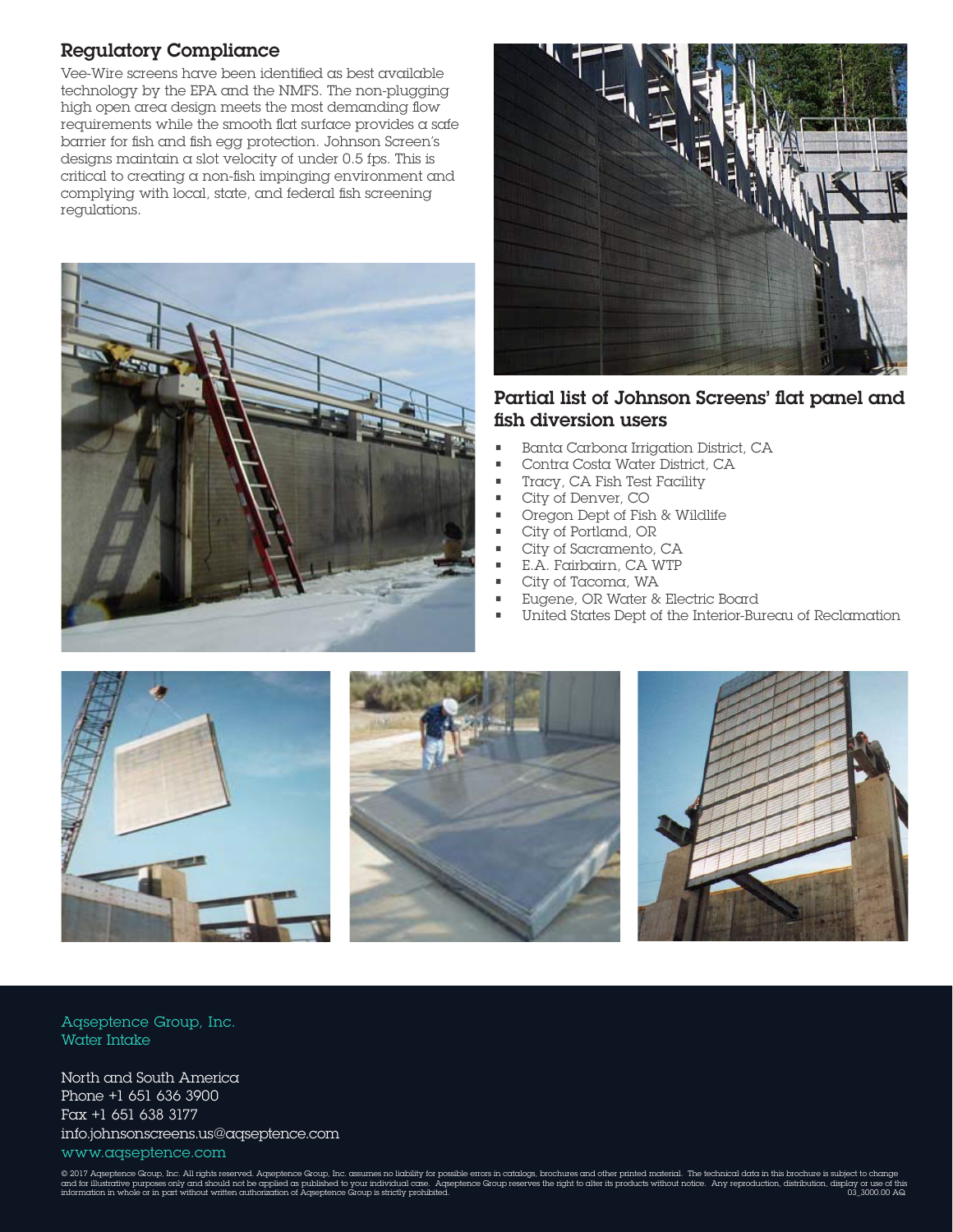## Regulatory Compliance

Vee-Wire screens have been identified as best available technology by the EPA and the NMFS. The non-plugging high open area design meets the most demanding flow requirements while the smooth flat surface provides a safe barrier for fish and fish egg protection. Johnson Screen's designs maintain a slot velocity of under 0.5 fps. This is critical to creating a non-fish impinging environment and complying with local, state, and federal fish screening regulations.

## Partial list of Johnson Screens' flat panel and fish diversion users

- Banta Carbona Irrigation District, CA
- Contra Costa Water District, CA
- Tracy, CA Fish Test Facility
- City of Denver, CO
- Oregon Dept of Fish & Wildlife
- City of Portland, OR
- City of Sacramento, CA
- E.A. Fairbairn, CA WTP
- City of Tacoma, WA
- Eugene, OR Water & Electric Board
- United States Dept of the Interior-Bureau of Reclamation

Aqseptence Group, Inc.
Water Intake

North and South America
Phone +1 651 636 3900
Fax +1 651 638 3177
info.johnsonscreens.us@aqseptence.com
www.aqseptence.com

© 2017 Aqseptence Group, Inc. All rights reserved. Aqseptence Group, Inc. assumes no liability for possible errors in catalogs, brochures and other printed material. The technical data in this brochure is subject to change and for illustrative purposes only and should not be applied as published to your individual case. Aqseptence Group reserves the right to alter its products without notice. Any reproduction, distribution, display or use of this information in whole or in part without written authorization of Aqseptence Group is strictly prohibited.

03_3000.00 AQ